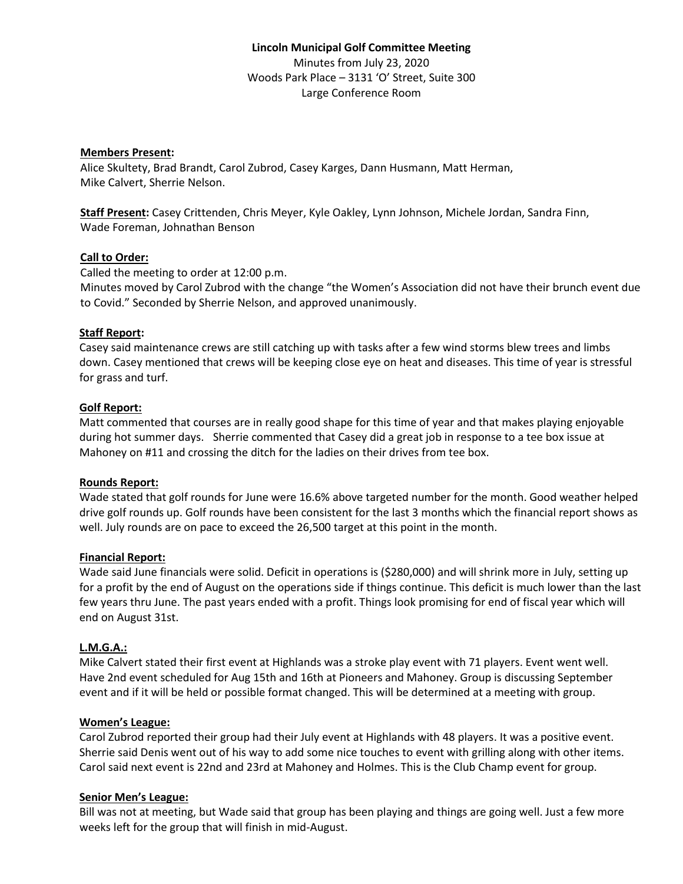**Lincoln Municipal Golf Committee Meeting**

Minutes from July 23, 2020
Woods Park Place – 3131 'O' Street, Suite 300
Large Conference Room

**Members Present:**
Alice Skultety, Brad Brandt, Carol Zubrod, Casey Karges, Dann Husmann, Matt Herman, Mike Calvert, Sherrie Nelson.

**Staff Present:** Casey Crittenden, Chris Meyer, Kyle Oakley, Lynn Johnson, Michele Jordan, Sandra Finn, Wade Foreman, Johnathan Benson

**Call to Order:**
Called the meeting to order at 12:00 p.m.
Minutes moved by Carol Zubrod with the change "the Women's Association did not have their brunch event due to Covid." Seconded by Sherrie Nelson, and approved unanimously.

**Staff Report:**
Casey said maintenance crews are still catching up with tasks after a few wind storms blew trees and limbs down. Casey mentioned that crews will be keeping close eye on heat and diseases. This time of year is stressful for grass and turf.

**Golf Report:**
Matt commented that courses are in really good shape for this time of year and that makes playing enjoyable during hot summer days. Sherrie commented that Casey did a great job in response to a tee box issue at Mahoney on #11 and crossing the ditch for the ladies on their drives from tee box.

**Rounds Report:**
Wade stated that golf rounds for June were 16.6% above targeted number for the month. Good weather helped drive golf rounds up. Golf rounds have been consistent for the last 3 months which the financial report shows as well. July rounds are on pace to exceed the 26,500 target at this point in the month.

**Financial Report:**
Wade said June financials were solid. Deficit in operations is ($280,000) and will shrink more in July, setting up for a profit by the end of August on the operations side if things continue. This deficit is much lower than the last few years thru June. The past years ended with a profit. Things look promising for end of fiscal year which will end on August 31st.

**L.M.G.A.:**
Mike Calvert stated their first event at Highlands was a stroke play event with 71 players. Event went well. Have 2nd event scheduled for Aug 15th and 16th at Pioneers and Mahoney. Group is discussing September event and if it will be held or possible format changed. This will be determined at a meeting with group.

**Women's League:**
Carol Zubrod reported their group had their July event at Highlands with 48 players. It was a positive event. Sherrie said Denis went out of his way to add some nice touches to event with grilling along with other items. Carol said next event is 22nd and 23rd at Mahoney and Holmes. This is the Club Champ event for group.

**Senior Men's League:**
Bill was not at meeting, but Wade said that group has been playing and things are going well. Just a few more weeks left for the group that will finish in mid-August.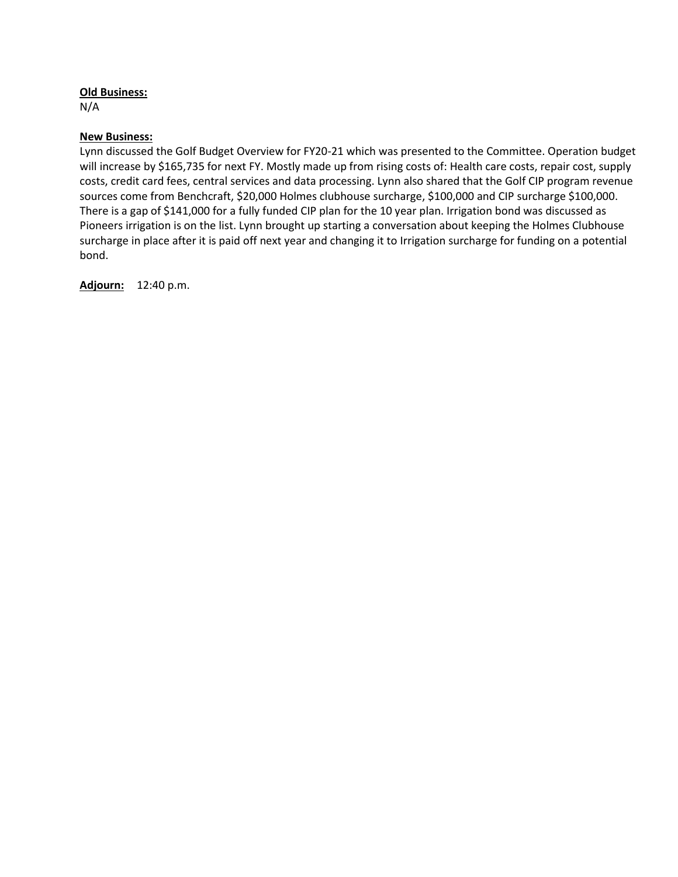**<u>Old Business:</u>**
N/A

**<u>New Business:</u>**
Lynn discussed the Golf Budget Overview for FY20-21 which was presented to the Committee. Operation budget will increase by $165,735 for next FY. Mostly made up from rising costs of: Health care costs, repair cost, supply costs, credit card fees, central services and data processing. Lynn also shared that the Golf CIP program revenue sources come from Benchcraft, $20,000 Holmes clubhouse surcharge, $100,000 and CIP surcharge $100,000. There is a gap of $141,000 for a fully funded CIP plan for the 10 year plan. Irrigation bond was discussed as Pioneers irrigation is on the list. Lynn brought up starting a conversation about keeping the Holmes Clubhouse surcharge in place after it is paid off next year and changing it to Irrigation surcharge for funding on a potential bond.

**<u>Adjourn:</u>** 12:40 p.m.